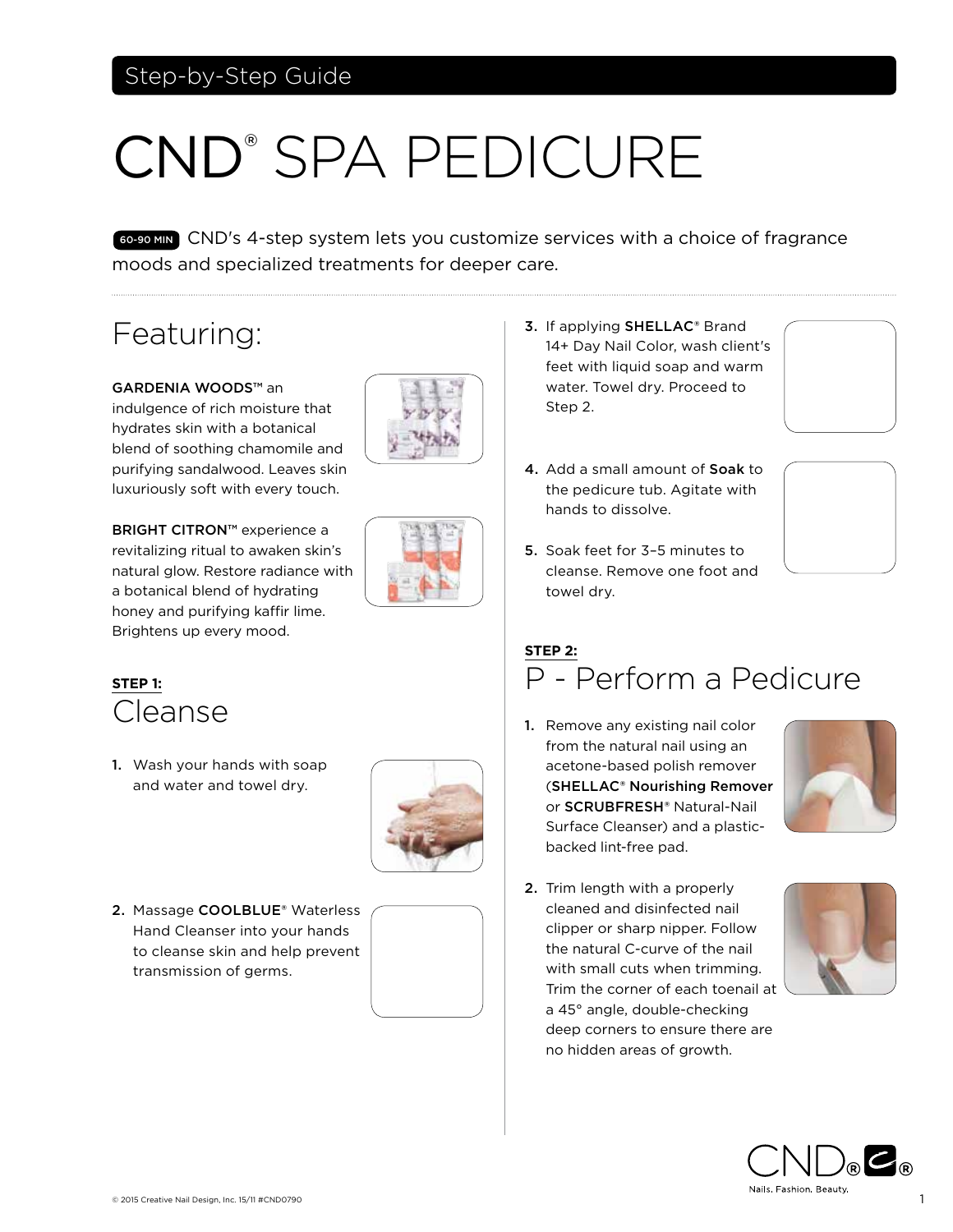Step-by-Step Guide

# CND® SPA PEDICURE

60-90 MIN CND's 4-step system lets you customize services with a choice of fragrance moods and specialized treatments for deeper care.

## Featuring:

**GARDENIA WOODS™** an indulgence of rich moisture that hydrates skin with a botanical blend of soothing chamomile and purifying sandalwood. Leaves skin luxuriously soft with every touch.

**BRIGHT CITRON™** experience a revitalizing ritual to awaken skin's natural glow. Restore radiance with a botanical blend of hydrating honey and purifying kaffir lime. Brightens up every mood.

**STEP 1:**

## Cleanse

1. Wash your hands with soap and water and towel dry.
2. Massage **COOLBLUE®** Waterless Hand Cleanser into your hands to cleanse skin and help prevent transmission of germs.
3. If applying **SHELLAC®** Brand 14+ Day Nail Color, wash client's feet with liquid soap and warm water. Towel dry. Proceed to Step 2.
4. Add a small amount of **Soak** to the pedicure tub. Agitate with hands to dissolve.
5. Soak feet for 3–5 minutes to cleanse. Remove one foot and towel dry.

**STEP 2:**

## P - Perform a Pedicure

1. Remove any existing nail color from the natural nail using an acetone-based polish remover (**SHELLAC® Nourishing Remover** or **SCRUBFRESH®** Natural-Nail Surface Cleanser) and a plastic-backed lint-free pad.
2. Trim length with a properly cleaned and disinfected nail clipper or sharp nipper. Follow the natural C-curve of the nail with small cuts when trimming. Trim the corner of each toenail at a 45° angle, double-checking deep corners to ensure there are no hidden areas of growth.

© 2015 Creative Nail Design, Inc. 15/11 #CND0790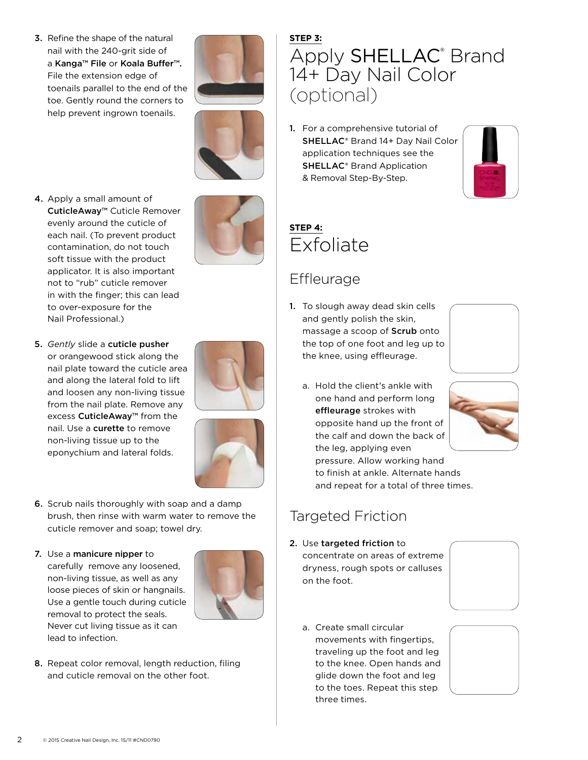3. Refine the shape of the natural nail with the 240-grit side of a **Kanga™ File** or **Koala Buffer™.** File the extension edge of toenails parallel to the end of the toe. Gently round the corners to help prevent ingrown toenails.

4. Apply a small amount of **CuticleAway™** Cuticle Remover evenly around the cuticle of each nail. (To prevent product contamination, do not touch soft tissue with the product applicator. It is also important not to "rub" cuticle remover in with the finger; this can lead to over-exposure for the Nail Professional.)

5. *Gently* slide a **cuticle pusher** or orangewood stick along the nail plate toward the cuticle area and along the lateral fold to lift and loosen any non-living tissue from the nail plate. Remove any excess **CuticleAway™** from the nail. Use a **curette** to remove non-living tissue up to the eponychium and lateral folds.

6. Scrub nails thoroughly with soap and a damp brush, then rinse with warm water to remove the cuticle remover and soap; towel dry.

7. Use a **manicure nipper** to carefully remove any loosened, non-living tissue, as well as any loose pieces of skin or hangnails. Use a gentle touch during cuticle removal to protect the seals. Never cut living tissue as it can lead to infection.

8. Repeat color removal, length reduction, filing and cuticle removal on the other foot.

**STEP 3:**

# Apply SHELLAC® Brand 14+ Day Nail Color (optional)

1. For a comprehensive tutorial of **SHELLAC®** Brand 14+ Day Nail Color application techniques see the **SHELLAC®** Brand Application & Removal Step-By-Step.

**STEP 4:**

# Exfoliate

## Effleurage

1. To slough away dead skin cells and gently polish the skin, massage a scoop of **Scrub** onto the top of one foot and leg up to the knee, using effleurage.

   a. Hold the client's ankle with one hand and perform long **effleurage** strokes with opposite hand up the front of the calf and down the back of the leg, applying even pressure. Allow working hand to finish at ankle. Alternate hands and repeat for a total of three times.

## Targeted Friction

2. Use **targeted friction** to concentrate on areas of extreme dryness, rough spots or calluses on the foot.

   a. Create small circular movements with fingertips, traveling up the foot and leg to the knee. Open hands and glide down the foot and leg to the toes. Repeat this step three times.

© 2015 Creative Nail Design, Inc. 15/11 #CND0790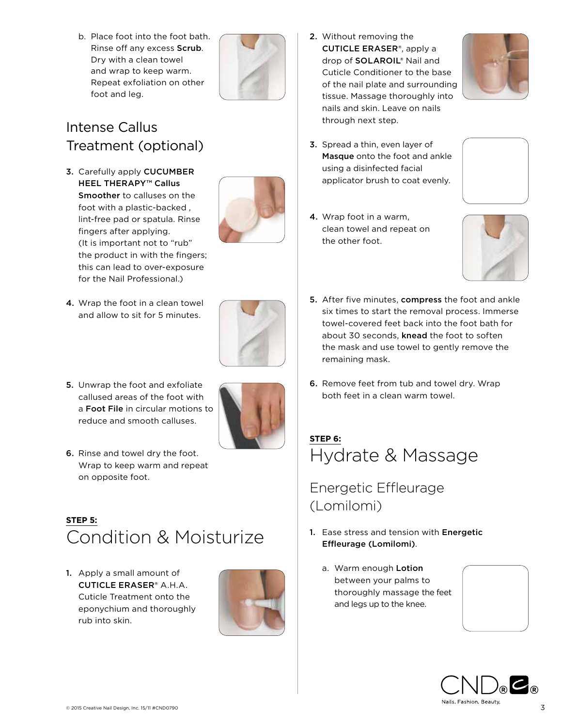b. Place foot into the foot bath. Rinse off any excess **Scrub**. Dry with a clean towel and wrap to keep warm. Repeat exfoliation on other foot and leg.

## Intense Callus Treatment (optional)

3. Carefully apply **CUCUMBER HEEL THERAPY™ Callus Smoother** to calluses on the foot with a plastic-backed , lint-free pad or spatula. Rinse fingers after applying. (It is important not to "rub" the product in with the fingers; this can lead to over-exposure for the Nail Professional.)

4. Wrap the foot in a clean towel and allow to sit for 5 minutes.

5. Unwrap the foot and exfoliate callused areas of the foot with a **Foot File** in circular motions to reduce and smooth calluses.

6. Rinse and towel dry the foot. Wrap to keep warm and repeat on opposite foot.

**STEP 5:**

# Condition & Moisturize

1. Apply a small amount of **CUTICLE ERASER®** A.H.A. Cuticle Treatment onto the eponychium and thoroughly rub into skin.

2. Without removing the **CUTICLE ERASER®**, apply a drop of **SOLAROIL®** Nail and Cuticle Conditioner to the base of the nail plate and surrounding tissue. Massage thoroughly into nails and skin. Leave on nails through next step.

3. Spread a thin, even layer of **Masque** onto the foot and ankle using a disinfected facial applicator brush to coat evenly.

4. Wrap foot in a warm, clean towel and repeat on the other foot.

5. After five minutes, **compress** the foot and ankle six times to start the removal process. Immerse towel-covered feet back into the foot bath for about 30 seconds, **knead** the foot to soften the mask and use towel to gently remove the remaining mask.

6. Remove feet from tub and towel dry. Wrap both feet in a clean warm towel.

**STEP 6:**

# Hydrate & Massage

## Energetic Effleurage (Lomilomi)

1. Ease stress and tension with **Energetic Effleurage (Lomilomi)**.

   a. Warm enough **Lotion** between your palms to thoroughly massage the feet and legs up to the knee.

© 2015 Creative Nail Design, Inc. 15/11 #CND0790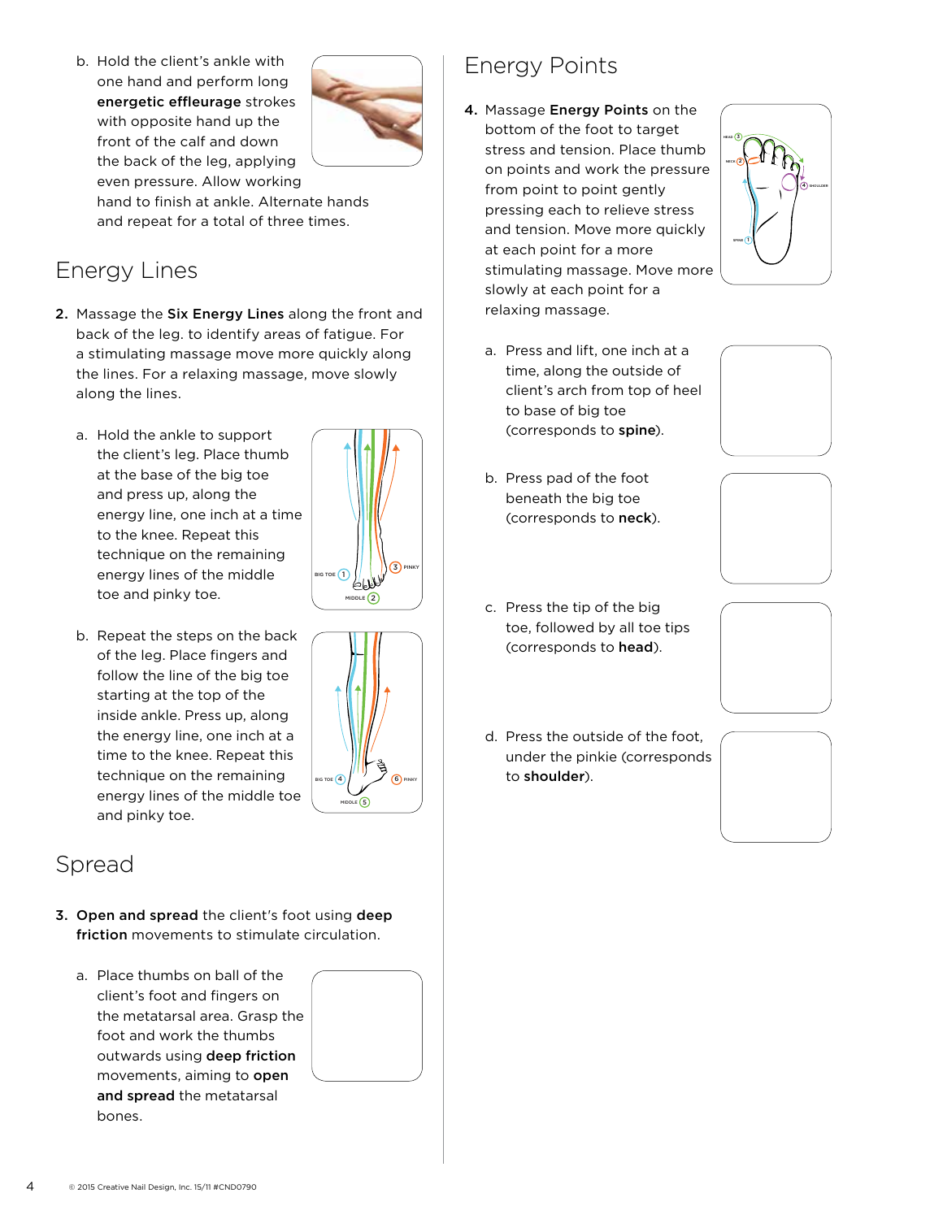b. Hold the client's ankle with one hand and perform long **energetic effleurage** strokes with opposite hand up the front of the calf and down the back of the leg, applying even pressure. Allow working hand to finish at ankle. Alternate hands and repeat for a total of three times.

## Energy Lines

2. Massage the **Six Energy Lines** along the front and back of the leg. to identify areas of fatigue. For a stimulating massage move more quickly along the lines. For a relaxing massage, move slowly along the lines.

   a. Hold the ankle to support the client's leg. Place thumb at the base of the big toe and press up, along the energy line, one inch at a time to the knee. Repeat this technique on the remaining energy lines of the middle toe and pinky toe.

   b. Repeat the steps on the back of the leg. Place fingers and follow the line of the big toe starting at the top of the inside ankle. Press up, along the energy line, one inch at a time to the knee. Repeat this technique on the remaining energy lines of the middle toe and pinky toe.

## Spread

3. **Open and spread** the client's foot using **deep friction** movements to stimulate circulation.

   a. Place thumbs on ball of the client's foot and fingers on the metatarsal area. Grasp the foot and work the thumbs outwards using **deep friction** movements, aiming to **open and spread** the metatarsal bones.

## Energy Points

4. Massage **Energy Points** on the bottom of the foot to target stress and tension. Place thumb on points and work the pressure from point to point gently pressing each to relieve stress and tension. Move more quickly at each point for a more stimulating massage. Move more slowly at each point for a relaxing massage.

   a. Press and lift, one inch at a time, along the outside of client's arch from top of heel to base of big toe (corresponds to **spine**).

   b. Press pad of the foot beneath the big toe (corresponds to **neck**).

   c. Press the tip of the big toe, followed by all toe tips (corresponds to **head**).

   d. Press the outside of the foot, under the pinkie (corresponds to **shoulder**).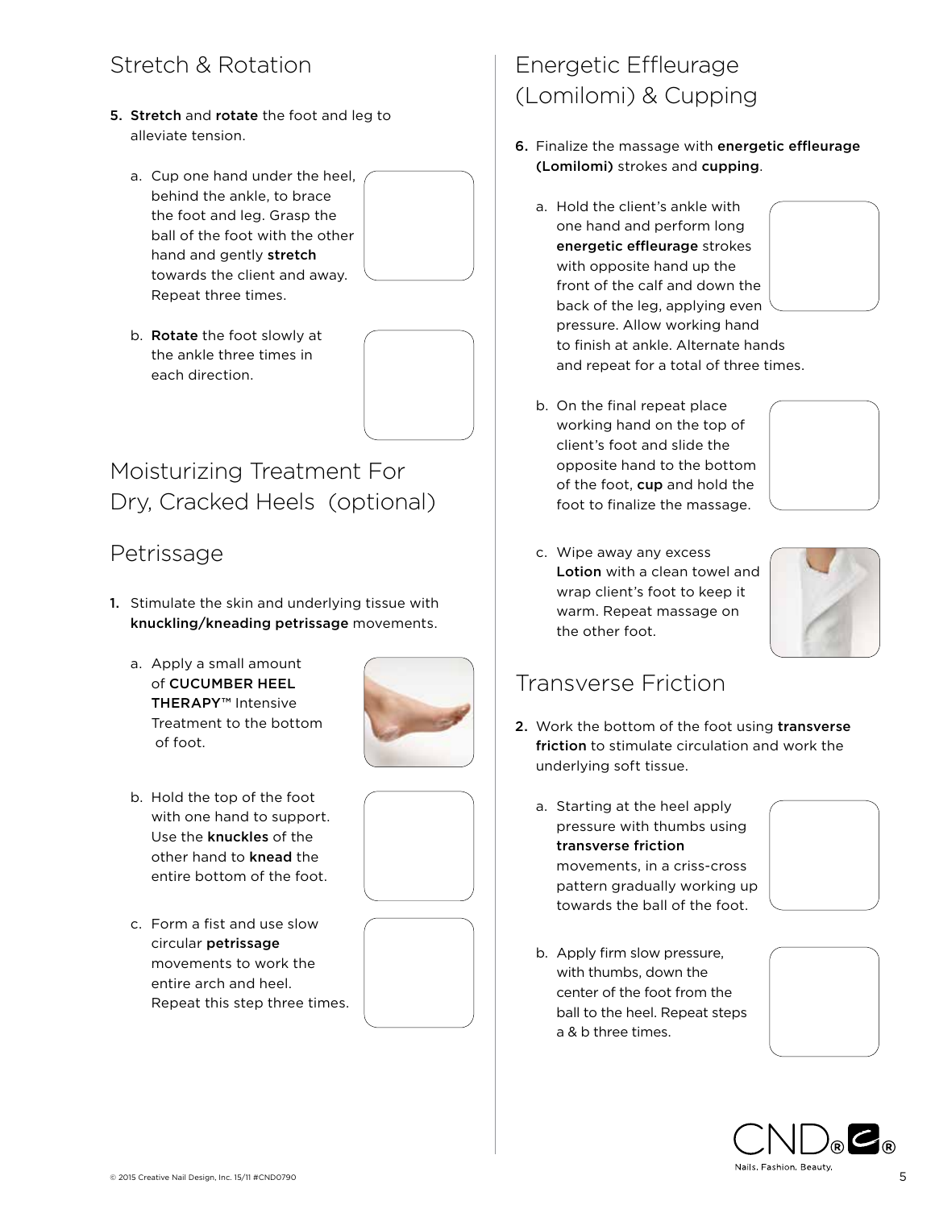## Stretch & Rotation

5. **Stretch** and **rotate** the foot and leg to alleviate tension.

   a. Cup one hand under the heel, behind the ankle, to brace the foot and leg. Grasp the ball of the foot with the other hand and gently **stretch** towards the client and away. Repeat three times.

   b. **Rotate** the foot slowly at the ankle three times in each direction.

## Energetic Effleurage (Lomilomi) & Cupping

6. Finalize the massage with **energetic effleurage (Lomilomi)** strokes and **cupping**.

   a. Hold the client's ankle with one hand and perform long **energetic effleurage** strokes with opposite hand up the front of the calf and down the back of the leg, applying even pressure. Allow working hand to finish at ankle. Alternate hands and repeat for a total of three times.

   b. On the final repeat place working hand on the top of client's foot and slide the opposite hand to the bottom of the foot, **cup** and hold the foot to finalize the massage.

   c. Wipe away any excess **Lotion** with a clean towel and wrap client's foot to keep it warm. Repeat massage on the other foot.

## Moisturizing Treatment For Dry, Cracked Heels (optional)

## Petrissage

1. Stimulate the skin and underlying tissue with **knuckling/kneading petrissage** movements.

   a. Apply a small amount of **CUCUMBER HEEL THERAPY™** Intensive Treatment to the bottom of foot.

   b. Hold the top of the foot with one hand to support. Use the **knuckles** of the other hand to **knead** the entire bottom of the foot.

   c. Form a fist and use slow circular **petrissage** movements to work the entire arch and heel. Repeat this step three times.

## Transverse Friction

2. Work the bottom of the foot using **transverse friction** to stimulate circulation and work the underlying soft tissue.

   a. Starting at the heel apply pressure with thumbs using **transverse friction** movements, in a criss-cross pattern gradually working up towards the ball of the foot.

   b. Apply firm slow pressure, with thumbs, down the center of the foot from the ball to the heel. Repeat steps a & b three times.

© 2015 Creative Nail Design, Inc. 15/11 #CND0790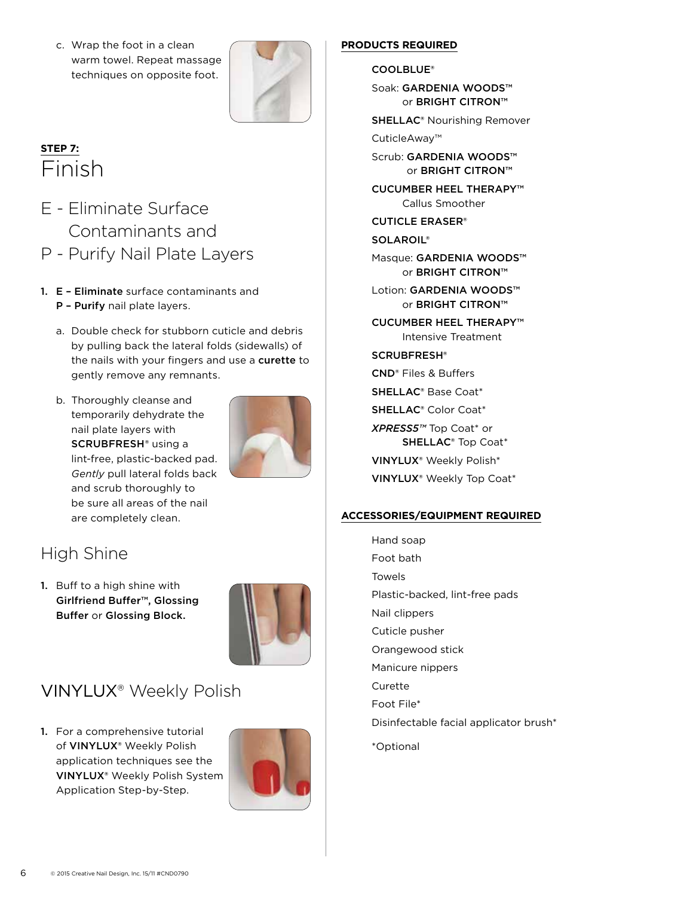c. Wrap the foot in a clean warm towel. Repeat massage techniques on opposite foot.

**STEP 7:**

# Finish

## E - Eliminate Surface Contaminants and P - Purify Nail Plate Layers

1. **E – Eliminate** surface contaminants and **P – Purify** nail plate layers.

   a. Double check for stubborn cuticle and debris by pulling back the lateral folds (sidewalls) of the nails with your fingers and use a curette to gently remove any remnants.

   b. Thoroughly cleanse and temporarily dehydrate the nail plate layers with SCRUBFRESH® using a lint-free, plastic-backed pad. *Gently* pull lateral folds back and scrub thoroughly to be sure all areas of the nail are completely clean.

## High Shine

1. Buff to a high shine with **Girlfriend Buffer™, Glossing Buffer** or **Glossing Block.**

## VINYLUX® Weekly Polish

1. For a comprehensive tutorial of VINYLUX® Weekly Polish application techniques see the VINYLUX® Weekly Polish System Application Step-by-Step.

**PRODUCTS REQUIRED**

- COOLBLUE®
- Soak: GARDENIA WOODS™ or BRIGHT CITRON™
- SHELLAC® Nourishing Remover
- CuticleAway™
- Scrub: GARDENIA WOODS™ or BRIGHT CITRON™
- CUCUMBER HEEL THERAPY™ Callus Smoother
- CUTICLE ERASER®
- SOLAROIL®
- Masque: GARDENIA WOODS™ or BRIGHT CITRON™
- Lotion: GARDENIA WOODS™ or BRIGHT CITRON™
- CUCUMBER HEEL THERAPY™ Intensive Treatment
- SCRUBFRESH®
- CND® Files & Buffers
- SHELLAC® Base Coat*
- SHELLAC® Color Coat*
- *XPRESS5™* Top Coat* or SHELLAC® Top Coat*
- VINYLUX® Weekly Polish*
- VINYLUX® Weekly Top Coat*

**ACCESSORIES/EQUIPMENT REQUIRED**

- Hand soap
- Foot bath
- Towels
- Plastic-backed, lint-free pads
- Nail clippers
- Cuticle pusher
- Orangewood stick
- Manicure nippers
- Curette
- Foot File*
- Disinfectable facial applicator brush*

*Optional

© 2015 Creative Nail Design, Inc. 15/11 #CND0790